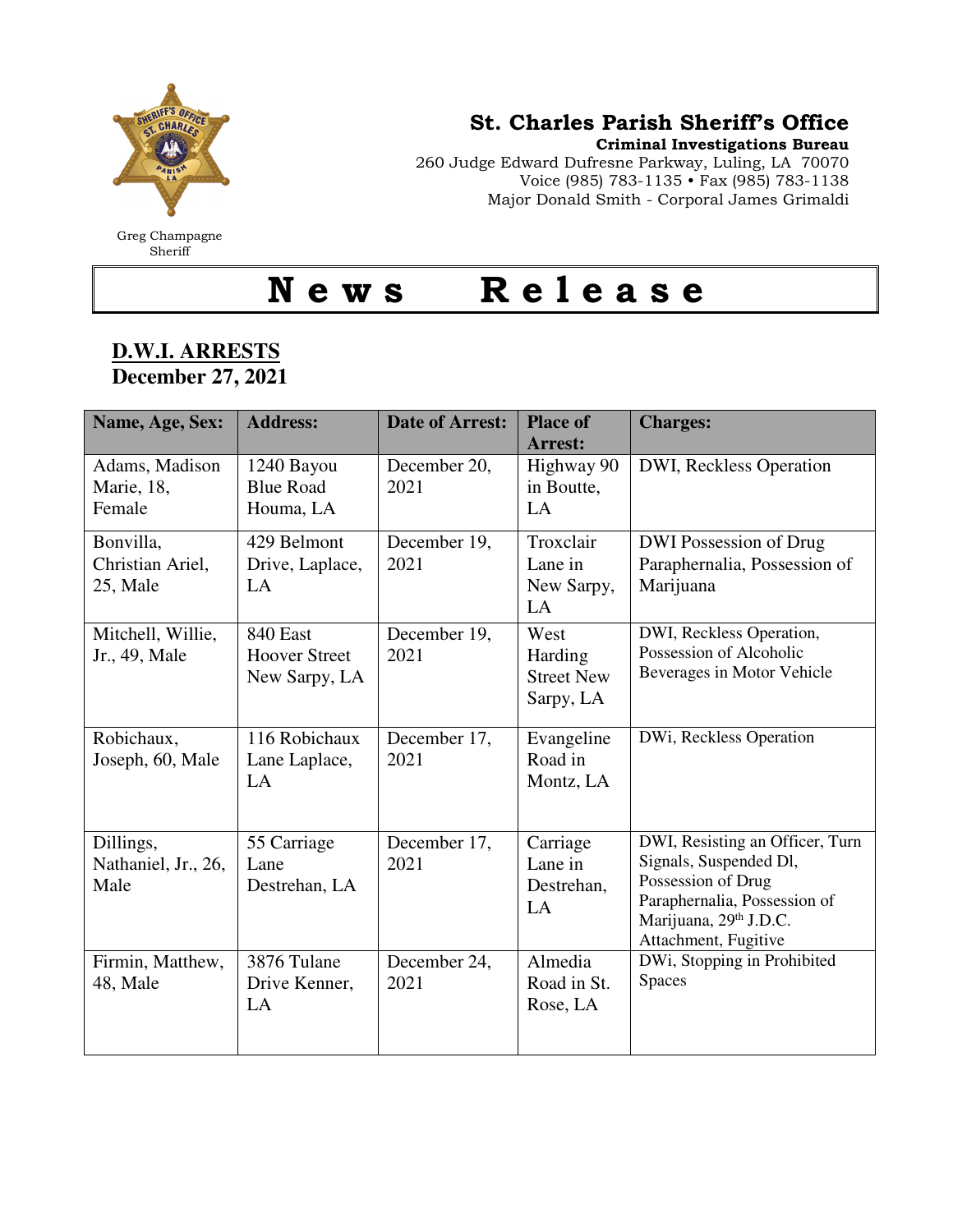**St. Charles Parish Sheriff's Office**
**Criminal Investigations Bureau**
260 Judge Edward Dufresne Parkway, Luling, LA 70070
Voice (985) 783-1135 • Fax (985) 783-1138
Major Donald Smith - Corporal James Grimaldi

Greg Champagne
Sheriff

# News Release

## D.W.I. ARRESTS
**December 27, 2021**

| Name, Age, Sex: | Address: | Date of Arrest: | Place of Arrest: | Charges: |
|---|---|---|---|---|
| Adams, Madison Marie, 18, Female | 1240 Bayou Blue Road Houma, LA | December 20, 2021 | Highway 90 in Boutte, LA | DWI, Reckless Operation |
| Bonvilla, Christian Ariel, 25, Male | 429 Belmont Drive, Laplace, LA | December 19, 2021 | Troxclair Lane in New Sarpy, LA | DWI Possession of Drug Paraphernalia, Possession of Marijuana |
| Mitchell, Willie, Jr., 49, Male | 840 East Hoover Street New Sarpy, LA | December 19, 2021 | West Harding Street New Sarpy, LA | DWI, Reckless Operation, Possession of Alcoholic Beverages in Motor Vehicle |
| Robichaux, Joseph, 60, Male | 116 Robichaux Lane Laplace, LA | December 17, 2021 | Evangeline Road in Montz, LA | DWi, Reckless Operation |
| Dillings, Nathaniel, Jr., 26, Male | 55 Carriage Lane Destrehan, LA | December 17, 2021 | Carriage Lane in Destrehan, LA | DWI, Resisting an Officer, Turn Signals, Suspended Dl, Possession of Drug Paraphernalia, Possession of Marijuana, 29th J.D.C. Attachment, Fugitive |
| Firmin, Matthew, 48, Male | 3876 Tulane Drive Kenner, LA | December 24, 2021 | Almedia Road in St. Rose, LA | DWi, Stopping in Prohibited Spaces |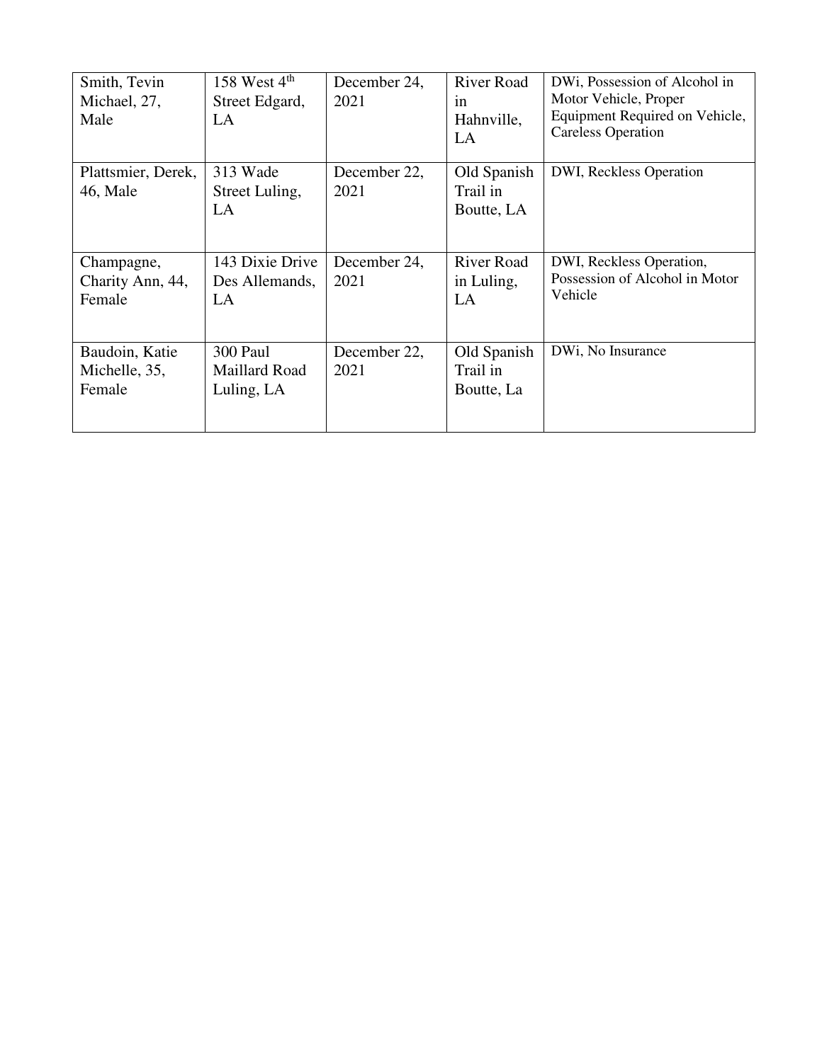| | | | | |
|---|---|---|---|---|
| Smith, Tevin Michael, 27, Male | 158 West 4th Street Edgard, LA | December 24, 2021 | River Road in Hahnville, LA | DWi, Possession of Alcohol in Motor Vehicle, Proper Equipment Required on Vehicle, Careless Operation |
| Plattsmier, Derek, 46, Male | 313 Wade Street Luling, LA | December 22, 2021 | Old Spanish Trail in Boutte, LA | DWI, Reckless Operation |
| Champagne, Charity Ann, 44, Female | 143 Dixie Drive Des Allemands, LA | December 24, 2021 | River Road in Luling, LA | DWI, Reckless Operation, Possession of Alcohol in Motor Vehicle |
| Baudoin, Katie Michelle, 35, Female | 300 Paul Maillard Road Luling, LA | December 22, 2021 | Old Spanish Trail in Boutte, La | DWi, No Insurance |